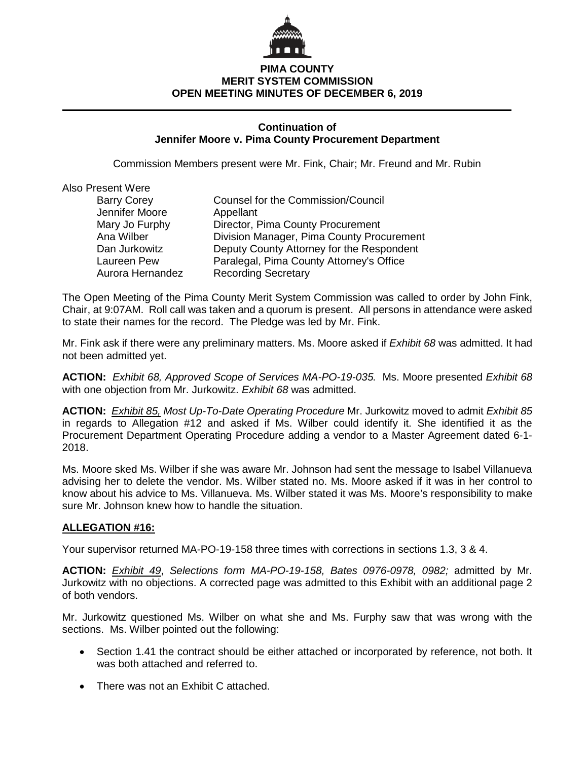**PIMA COUNTY**
**MERIT SYSTEM COMMISSION**
**OPEN MEETING MINUTES OF DECEMBER 6, 2019**

---

**Continuation of**
**Jennifer Moore v. Pima County Procurement Department**

Commission Members present were Mr. Fink, Chair; Mr. Freund and Mr. Rubin

Also Present Were

| | |
|---|---|
| Barry Corey | Counsel for the Commission/Council |
| Jennifer Moore | Appellant |
| Mary Jo Furphy | Director, Pima County Procurement |
| Ana Wilber | Division Manager, Pima County Procurement |
| Dan Jurkowitz | Deputy County Attorney for the Respondent |
| Laureen Pew | Paralegal, Pima County Attorney's Office |
| Aurora Hernandez | Recording Secretary |

The Open Meeting of the Pima County Merit System Commission was called to order by John Fink, Chair, at 9:07AM. Roll call was taken and a quorum is present. All persons in attendance were asked to state their names for the record. The Pledge was led by Mr. Fink.

Mr. Fink ask if there were any preliminary matters. Ms. Moore asked if *Exhibit 68* was admitted. It had not been admitted yet.

**ACTION:** *Exhibit 68, Approved Scope of Services MA-PO-19-035.* Ms. Moore presented *Exhibit 68* with one objection from Mr. Jurkowitz. *Exhibit 68* was admitted.

**ACTION:** *Exhibit 85, Most Up-To-Date Operating Procedure* Mr. Jurkowitz moved to admit *Exhibit 85* in regards to Allegation #12 and asked if Ms. Wilber could identify it. She identified it as the Procurement Department Operating Procedure adding a vendor to a Master Agreement dated 6-1-2018.

Ms. Moore sked Ms. Wilber if she was aware Mr. Johnson had sent the message to Isabel Villanueva advising her to delete the vendor. Ms. Wilber stated no. Ms. Moore asked if it was in her control to know about his advice to Ms. Villanueva. Ms. Wilber stated it was Ms. Moore's responsibility to make sure Mr. Johnson knew how to handle the situation.

**ALLEGATION #16:**

Your supervisor returned MA-PO-19-158 three times with corrections in sections 1.3, 3 & 4.

**ACTION:** *Exhibit 49*, *Selections form MA-PO-19-158, Bates 0976-0978, 0982;* admitted by Mr. Jurkowitz with no objections. A corrected page was admitted to this Exhibit with an additional page 2 of both vendors.

Mr. Jurkowitz questioned Ms. Wilber on what she and Ms. Furphy saw that was wrong with the sections. Ms. Wilber pointed out the following:

- Section 1.41 the contract should be either attached or incorporated by reference, not both. It was both attached and referred to.
- There was not an Exhibit C attached.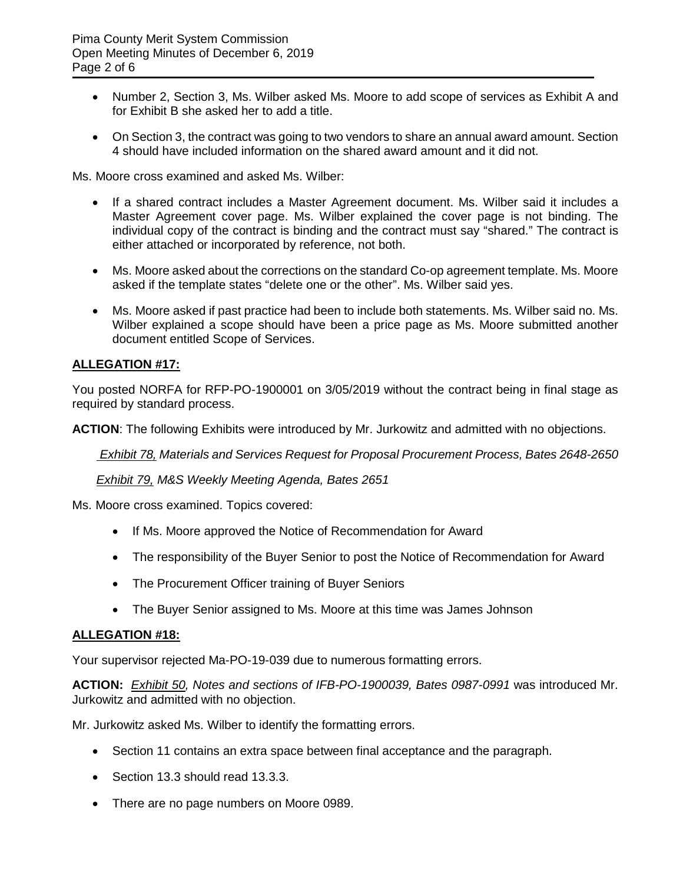- Number 2, Section 3, Ms. Wilber asked Ms. Moore to add scope of services as Exhibit A and for Exhibit B she asked her to add a title.
- On Section 3, the contract was going to two vendors to share an annual award amount. Section 4 should have included information on the shared award amount and it did not.

Ms. Moore cross examined and asked Ms. Wilber:

- If a shared contract includes a Master Agreement document. Ms. Wilber said it includes a Master Agreement cover page. Ms. Wilber explained the cover page is not binding. The individual copy of the contract is binding and the contract must say "shared." The contract is either attached or incorporated by reference, not both.
- Ms. Moore asked about the corrections on the standard Co-op agreement template. Ms. Moore asked if the template states "delete one or the other". Ms. Wilber said yes.
- Ms. Moore asked if past practice had been to include both statements. Ms. Wilber said no. Ms. Wilber explained a scope should have been a price page as Ms. Moore submitted another document entitled Scope of Services.

**ALLEGATION #17:**

You posted NORFA for RFP-PO-1900001 on 3/05/2019 without the contract being in final stage as required by standard process.

**ACTION**: The following Exhibits were introduced by Mr. Jurkowitz and admitted with no objections.

*Exhibit 78, Materials and Services Request for Proposal Procurement Process, Bates 2648-2650*

*Exhibit 79, M&S Weekly Meeting Agenda, Bates 2651*

Ms. Moore cross examined. Topics covered:

- If Ms. Moore approved the Notice of Recommendation for Award
- The responsibility of the Buyer Senior to post the Notice of Recommendation for Award
- The Procurement Officer training of Buyer Seniors
- The Buyer Senior assigned to Ms. Moore at this time was James Johnson

**ALLEGATION #18:**

Your supervisor rejected Ma-PO-19-039 due to numerous formatting errors.

**ACTION:** *Exhibit 50, Notes and sections of IFB-PO-1900039, Bates 0987-0991* was introduced Mr. Jurkowitz and admitted with no objection.

Mr. Jurkowitz asked Ms. Wilber to identify the formatting errors.

- Section 11 contains an extra space between final acceptance and the paragraph.
- Section 13.3 should read 13.3.3.
- There are no page numbers on Moore 0989.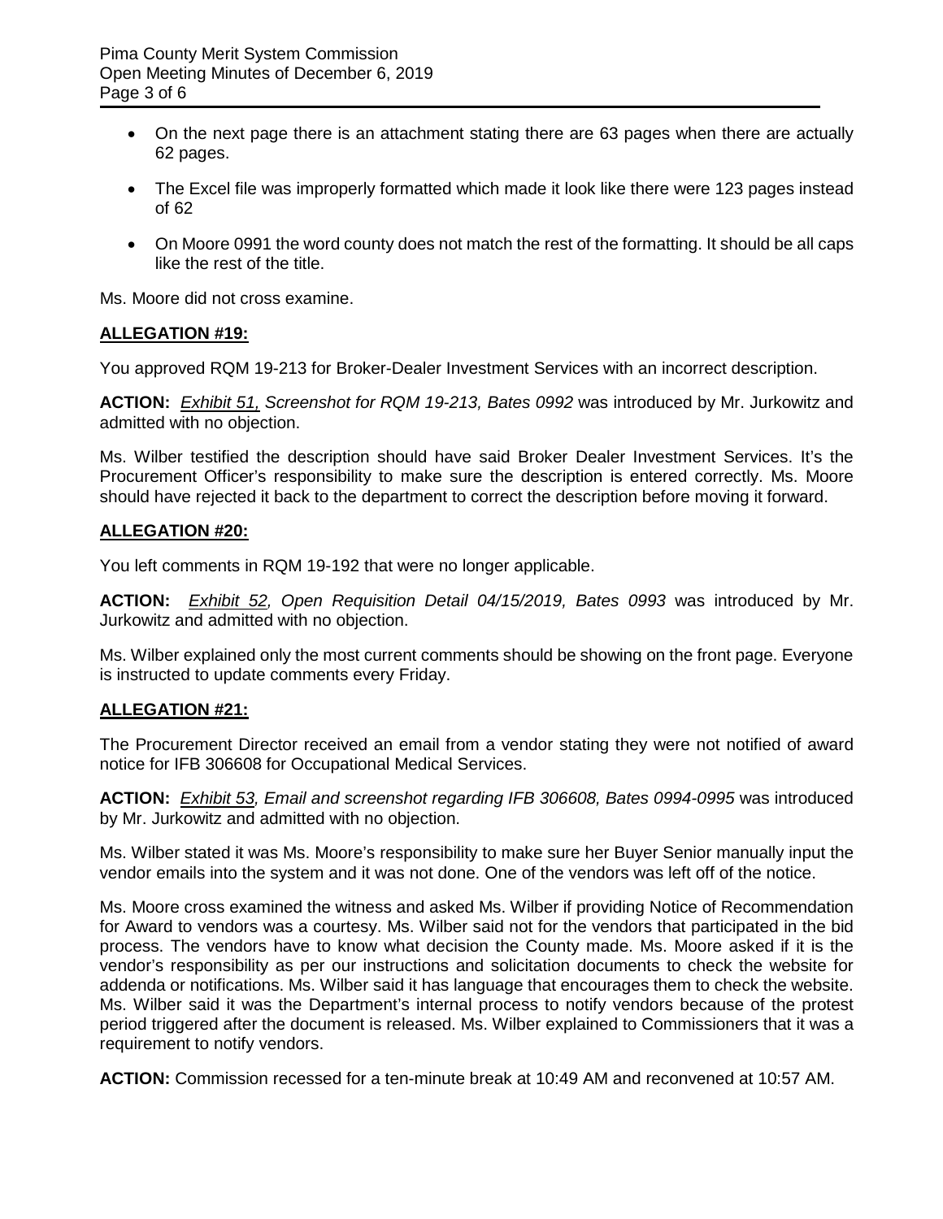- On the next page there is an attachment stating there are 63 pages when there are actually 62 pages.
- The Excel file was improperly formatted which made it look like there were 123 pages instead of 62
- On Moore 0991 the word county does not match the rest of the formatting. It should be all caps like the rest of the title.

Ms. Moore did not cross examine.

**ALLEGATION #19:**

You approved RQM 19-213 for Broker-Dealer Investment Services with an incorrect description.

**ACTION:** *Exhibit 51, Screenshot for RQM 19-213, Bates 0992* was introduced by Mr. Jurkowitz and admitted with no objection.

Ms. Wilber testified the description should have said Broker Dealer Investment Services. It's the Procurement Officer's responsibility to make sure the description is entered correctly. Ms. Moore should have rejected it back to the department to correct the description before moving it forward.

**ALLEGATION #20:**

You left comments in RQM 19-192 that were no longer applicable.

**ACTION:** *Exhibit 52, Open Requisition Detail 04/15/2019, Bates 0993* was introduced by Mr. Jurkowitz and admitted with no objection.

Ms. Wilber explained only the most current comments should be showing on the front page. Everyone is instructed to update comments every Friday.

**ALLEGATION #21:**

The Procurement Director received an email from a vendor stating they were not notified of award notice for IFB 306608 for Occupational Medical Services.

**ACTION:** *Exhibit 53, Email and screenshot regarding IFB 306608, Bates 0994-0995* was introduced by Mr. Jurkowitz and admitted with no objection.

Ms. Wilber stated it was Ms. Moore's responsibility to make sure her Buyer Senior manually input the vendor emails into the system and it was not done. One of the vendors was left off of the notice.

Ms. Moore cross examined the witness and asked Ms. Wilber if providing Notice of Recommendation for Award to vendors was a courtesy. Ms. Wilber said not for the vendors that participated in the bid process. The vendors have to know what decision the County made. Ms. Moore asked if it is the vendor's responsibility as per our instructions and solicitation documents to check the website for addenda or notifications. Ms. Wilber said it has language that encourages them to check the website. Ms. Wilber said it was the Department's internal process to notify vendors because of the protest period triggered after the document is released. Ms. Wilber explained to Commissioners that it was a requirement to notify vendors.

**ACTION:** Commission recessed for a ten-minute break at 10:49 AM and reconvened at 10:57 AM.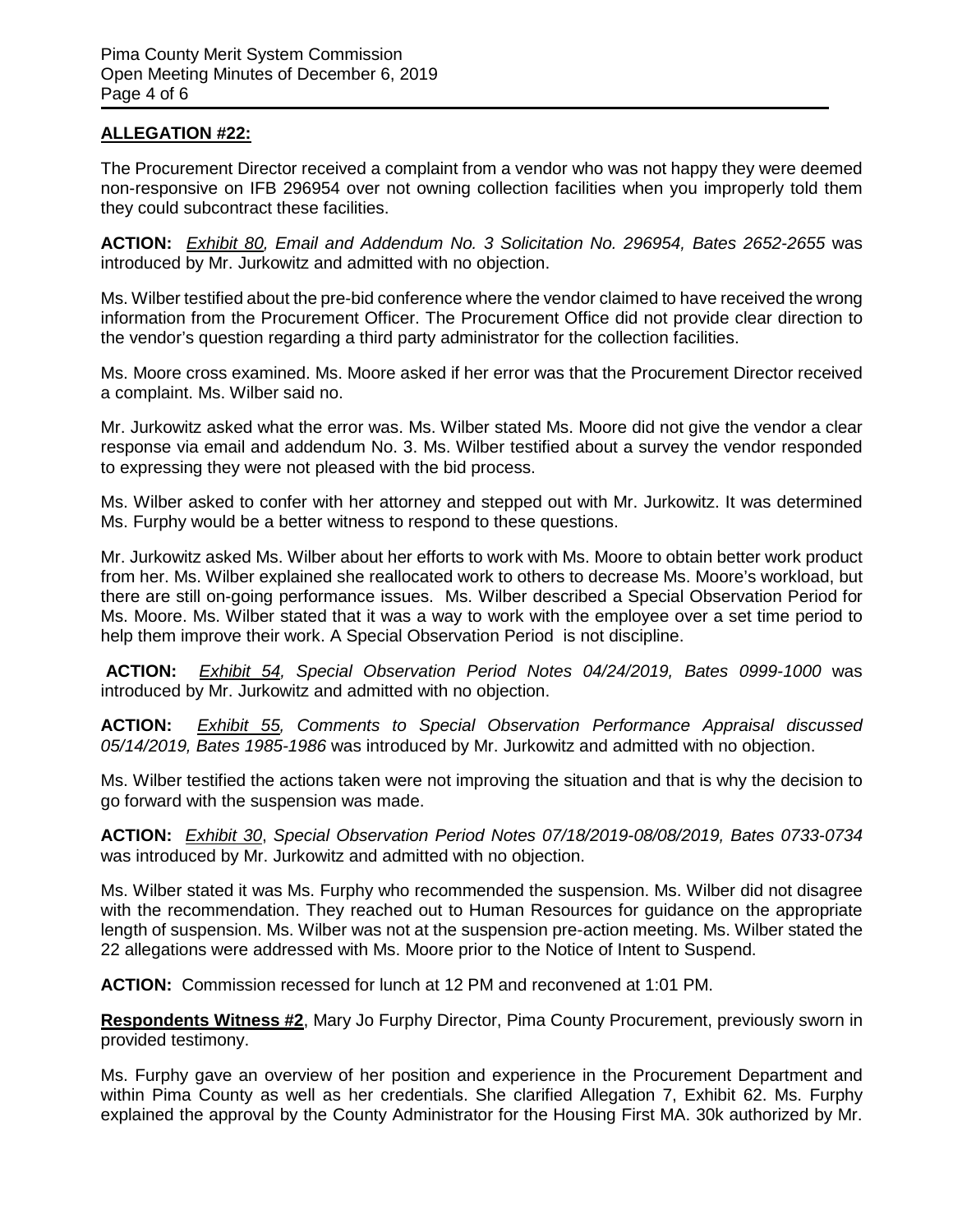**ALLEGATION #22:**

The Procurement Director received a complaint from a vendor who was not happy they were deemed non-responsive on IFB 296954 over not owning collection facilities when you improperly told them they could subcontract these facilities.

**ACTION:** *Exhibit 80, Email and Addendum No. 3 Solicitation No. 296954, Bates 2652-2655* was introduced by Mr. Jurkowitz and admitted with no objection.

Ms. Wilber testified about the pre-bid conference where the vendor claimed to have received the wrong information from the Procurement Officer. The Procurement Office did not provide clear direction to the vendor's question regarding a third party administrator for the collection facilities.

Ms. Moore cross examined. Ms. Moore asked if her error was that the Procurement Director received a complaint. Ms. Wilber said no.

Mr. Jurkowitz asked what the error was. Ms. Wilber stated Ms. Moore did not give the vendor a clear response via email and addendum No. 3. Ms. Wilber testified about a survey the vendor responded to expressing they were not pleased with the bid process.

Ms. Wilber asked to confer with her attorney and stepped out with Mr. Jurkowitz. It was determined Ms. Furphy would be a better witness to respond to these questions.

Mr. Jurkowitz asked Ms. Wilber about her efforts to work with Ms. Moore to obtain better work product from her. Ms. Wilber explained she reallocated work to others to decrease Ms. Moore's workload, but there are still on-going performance issues. Ms. Wilber described a Special Observation Period for Ms. Moore. Ms. Wilber stated that it was a way to work with the employee over a set time period to help them improve their work. A Special Observation Period is not discipline.

**ACTION:** *Exhibit 54, Special Observation Period Notes 04/24/2019, Bates 0999-1000* was introduced by Mr. Jurkowitz and admitted with no objection.

**ACTION:** *Exhibit 55, Comments to Special Observation Performance Appraisal discussed 05/14/2019, Bates 1985-1986* was introduced by Mr. Jurkowitz and admitted with no objection.

Ms. Wilber testified the actions taken were not improving the situation and that is why the decision to go forward with the suspension was made.

**ACTION:** *Exhibit 30*, *Special Observation Period Notes 07/18/2019-08/08/2019, Bates 0733-0734* was introduced by Mr. Jurkowitz and admitted with no objection.

Ms. Wilber stated it was Ms. Furphy who recommended the suspension. Ms. Wilber did not disagree with the recommendation. They reached out to Human Resources for guidance on the appropriate length of suspension. Ms. Wilber was not at the suspension pre-action meeting. Ms. Wilber stated the 22 allegations were addressed with Ms. Moore prior to the Notice of Intent to Suspend.

**ACTION:** Commission recessed for lunch at 12 PM and reconvened at 1:01 PM.

**Respondents Witness #2**, Mary Jo Furphy Director, Pima County Procurement, previously sworn in provided testimony.

Ms. Furphy gave an overview of her position and experience in the Procurement Department and within Pima County as well as her credentials. She clarified Allegation 7, Exhibit 62. Ms. Furphy explained the approval by the County Administrator for the Housing First MA. 30k authorized by Mr.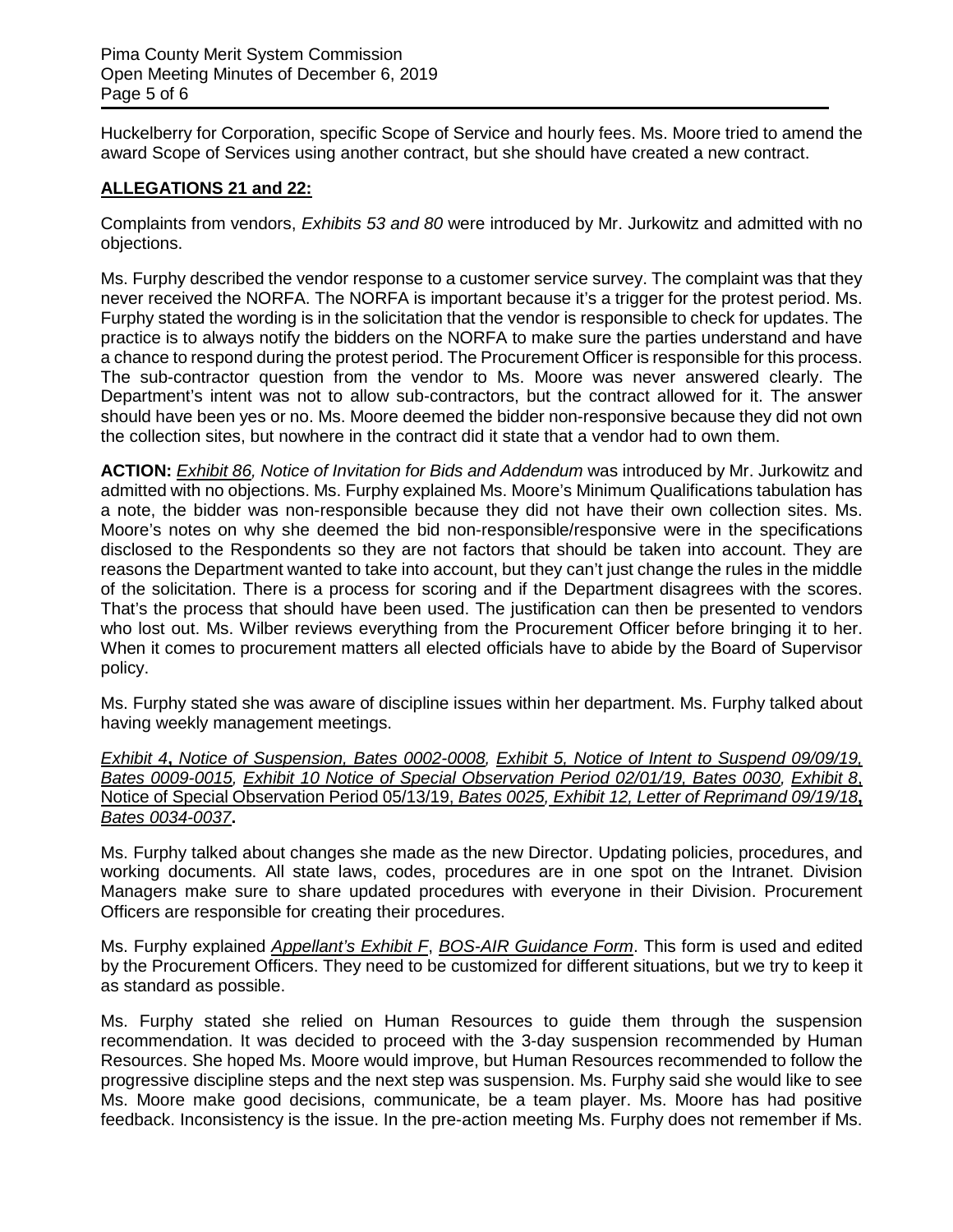Huckelberry for Corporation, specific Scope of Service and hourly fees. Ms. Moore tried to amend the award Scope of Services using another contract, but she should have created a new contract.

**ALLEGATIONS 21 and 22:**

Complaints from vendors, *Exhibits 53 and 80* were introduced by Mr. Jurkowitz and admitted with no objections.

Ms. Furphy described the vendor response to a customer service survey. The complaint was that they never received the NORFA. The NORFA is important because it's a trigger for the protest period. Ms. Furphy stated the wording is in the solicitation that the vendor is responsible to check for updates. The practice is to always notify the bidders on the NORFA to make sure the parties understand and have a chance to respond during the protest period. The Procurement Officer is responsible for this process. The sub-contractor question from the vendor to Ms. Moore was never answered clearly. The Department's intent was not to allow sub-contractors, but the contract allowed for it. The answer should have been yes or no. Ms. Moore deemed the bidder non-responsive because they did not own the collection sites, but nowhere in the contract did it state that a vendor had to own them.

**ACTION:** *Exhibit 86, Notice of Invitation for Bids and Addendum* was introduced by Mr. Jurkowitz and admitted with no objections. Ms. Furphy explained Ms. Moore's Minimum Qualifications tabulation has a note, the bidder was non-responsible because they did not have their own collection sites. Ms. Moore's notes on why she deemed the bid non-responsible/responsive were in the specifications disclosed to the Respondents so they are not factors that should be taken into account. They are reasons the Department wanted to take into account, but they can't just change the rules in the middle of the solicitation. There is a process for scoring and if the Department disagrees with the scores. That's the process that should have been used. The justification can then be presented to vendors who lost out. Ms. Wilber reviews everything from the Procurement Officer before bringing it to her. When it comes to procurement matters all elected officials have to abide by the Board of Supervisor policy.

Ms. Furphy stated she was aware of discipline issues within her department. Ms. Furphy talked about having weekly management meetings.

*Exhibit 4*, *Notice of Suspension, Bates 0002-0008, Exhibit 5, Notice of Intent to Suspend 09/09/19, Bates 0009-0015, Exhibit 10 Notice of Special Observation Period 02/01/19, Bates 0030, Exhibit 8*, Notice of Special Observation Period 05/13/19, *Bates 0025, Exhibit 12, Letter of Reprimand 09/19/18*, *Bates 0034-0037*.

Ms. Furphy talked about changes she made as the new Director. Updating policies, procedures, and working documents. All state laws, codes, procedures are in one spot on the Intranet. Division Managers make sure to share updated procedures with everyone in their Division. Procurement Officers are responsible for creating their procedures.

Ms. Furphy explained *Appellant's Exhibit F*, *BOS-AIR Guidance Form*. This form is used and edited by the Procurement Officers. They need to be customized for different situations, but we try to keep it as standard as possible.

Ms. Furphy stated she relied on Human Resources to guide them through the suspension recommendation. It was decided to proceed with the 3-day suspension recommended by Human Resources. She hoped Ms. Moore would improve, but Human Resources recommended to follow the progressive discipline steps and the next step was suspension. Ms. Furphy said she would like to see Ms. Moore make good decisions, communicate, be a team player. Ms. Moore has had positive feedback. Inconsistency is the issue. In the pre-action meeting Ms. Furphy does not remember if Ms.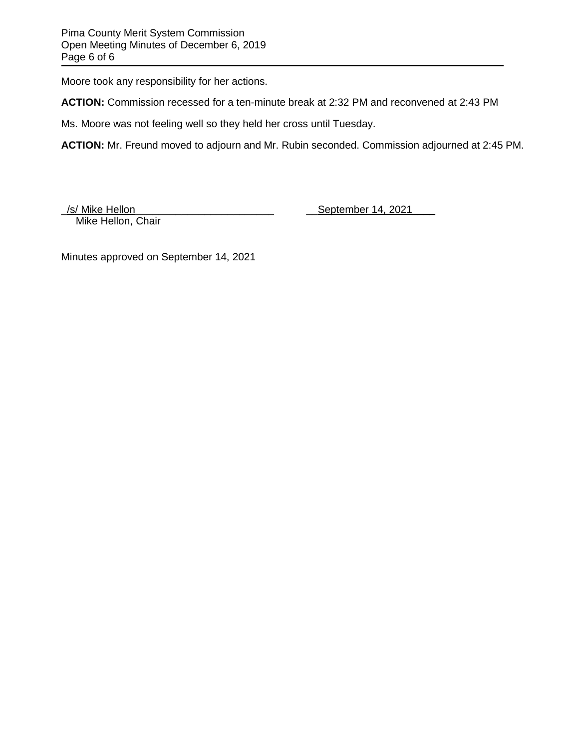Moore took any responsibility for her actions.

**ACTION:** Commission recessed for a ten-minute break at 2:32 PM and reconvened at 2:43 PM

Ms. Moore was not feeling well so they held her cross until Tuesday.

**ACTION:** Mr. Freund moved to adjourn and Mr. Rubin seconded. Commission adjourned at 2:45 PM.

/s/ Mike Hellon
Mike Hellon, Chair

September 14, 2021

Minutes approved on September 14, 2021